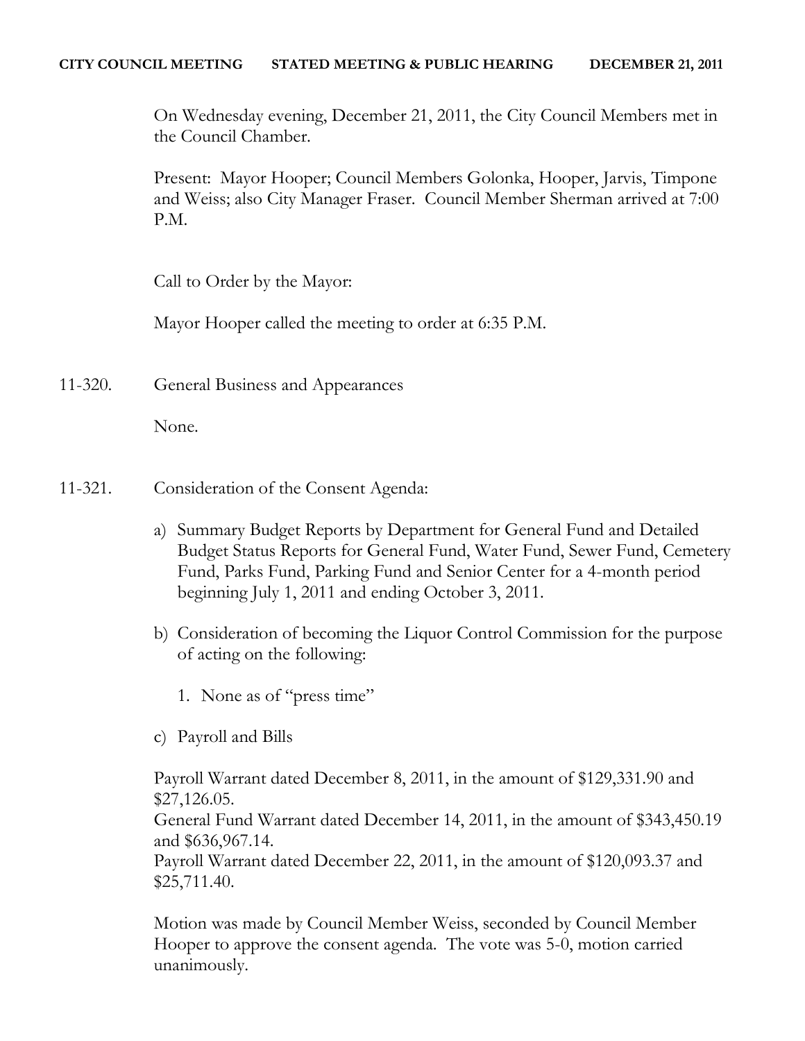**CITY COUNCIL MEETING STATED MEETING & PUBLIC HEARING DECEMBER 21, 2011**

On Wednesday evening, December 21, 2011, the City Council Members met in the Council Chamber.

Present: Mayor Hooper; Council Members Golonka, Hooper, Jarvis, Timpone and Weiss; also City Manager Fraser. Council Member Sherman arrived at 7:00 P.M.

Call to Order by the Mayor:

Mayor Hooper called the meeting to order at 6:35 P.M.

11-320. General Business and Appearances

None.

11-321. Consideration of the Consent Agenda:

a) Summary Budget Reports by Department for General Fund and Detailed Budget Status Reports for General Fund, Water Fund, Sewer Fund, Cemetery Fund, Parks Fund, Parking Fund and Senior Center for a 4-month period beginning July 1, 2011 and ending October 3, 2011.

b) Consideration of becoming the Liquor Control Commission for the purpose of acting on the following:

   1. None as of "press time"

c) Payroll and Bills

Payroll Warrant dated December 8, 2011, in the amount of $129,331.90 and $27,126.05.
General Fund Warrant dated December 14, 2011, in the amount of $343,450.19 and $636,967.14.
Payroll Warrant dated December 22, 2011, in the amount of $120,093.37 and $25,711.40.

Motion was made by Council Member Weiss, seconded by Council Member Hooper to approve the consent agenda. The vote was 5-0, motion carried unanimously.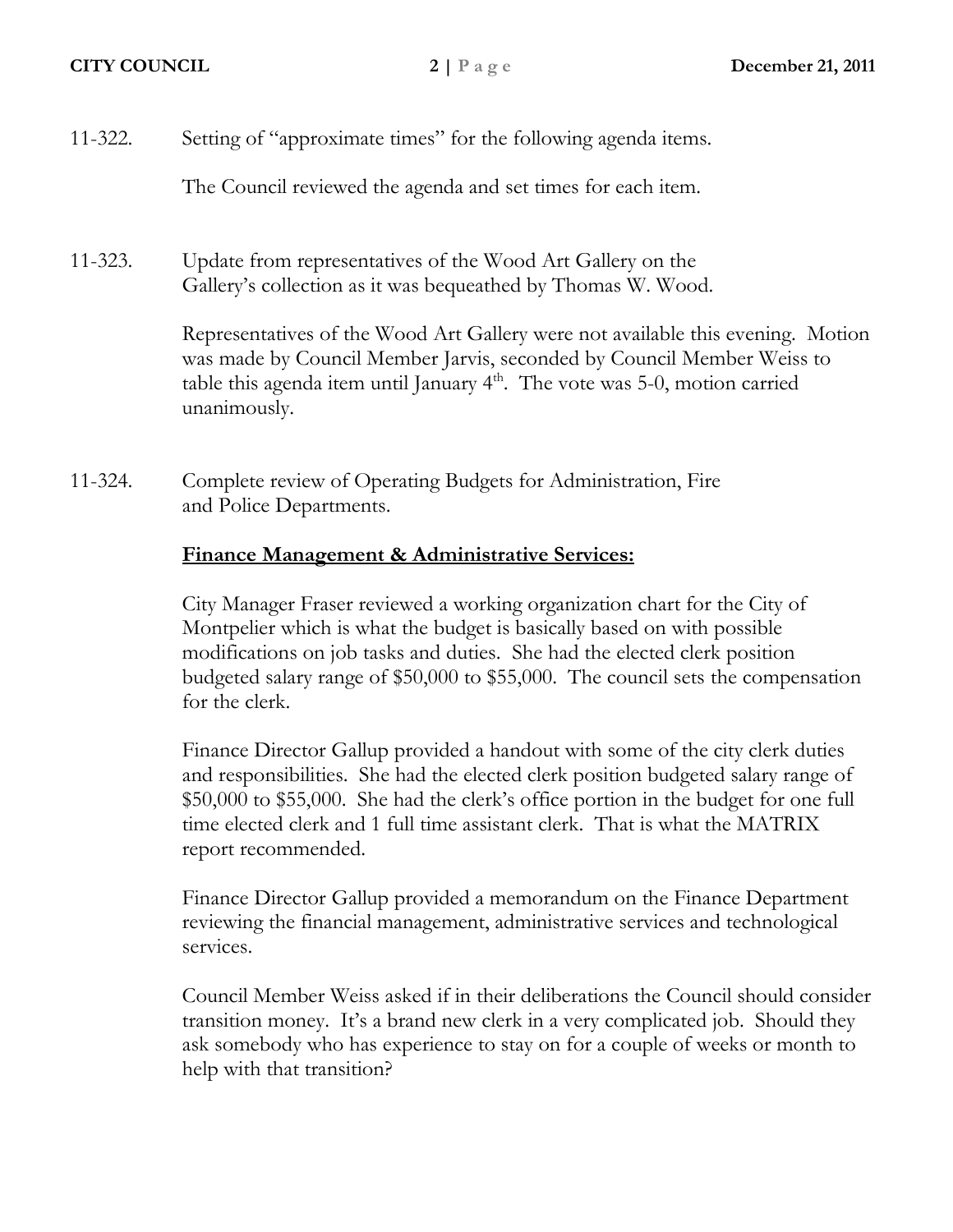11-322. Setting of "approximate times" for the following agenda items.

The Council reviewed the agenda and set times for each item.

11-323. Update from representatives of the Wood Art Gallery on the Gallery's collection as it was bequeathed by Thomas W. Wood.

Representatives of the Wood Art Gallery were not available this evening. Motion was made by Council Member Jarvis, seconded by Council Member Weiss to table this agenda item until January 4th. The vote was 5-0, motion carried unanimously.

11-324. Complete review of Operating Budgets for Administration, Fire and Police Departments.

**Finance Management & Administrative Services:**

City Manager Fraser reviewed a working organization chart for the City of Montpelier which is what the budget is basically based on with possible modifications on job tasks and duties. She had the elected clerk position budgeted salary range of $50,000 to $55,000. The council sets the compensation for the clerk.

Finance Director Gallup provided a handout with some of the city clerk duties and responsibilities. She had the elected clerk position budgeted salary range of $50,000 to $55,000. She had the clerk's office portion in the budget for one full time elected clerk and 1 full time assistant clerk. That is what the MATRIX report recommended.

Finance Director Gallup provided a memorandum on the Finance Department reviewing the financial management, administrative services and technological services.

Council Member Weiss asked if in their deliberations the Council should consider transition money. It's a brand new clerk in a very complicated job. Should they ask somebody who has experience to stay on for a couple of weeks or month to help with that transition?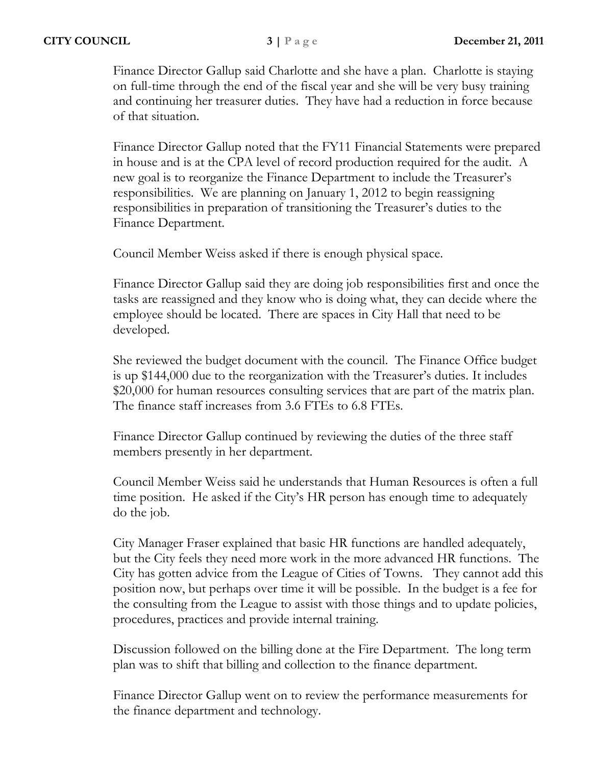Finance Director Gallup said Charlotte and she have a plan. Charlotte is staying on full-time through the end of the fiscal year and she will be very busy training and continuing her treasurer duties. They have had a reduction in force because of that situation.

Finance Director Gallup noted that the FY11 Financial Statements were prepared in house and is at the CPA level of record production required for the audit. A new goal is to reorganize the Finance Department to include the Treasurer's responsibilities. We are planning on January 1, 2012 to begin reassigning responsibilities in preparation of transitioning the Treasurer's duties to the Finance Department.

Council Member Weiss asked if there is enough physical space.

Finance Director Gallup said they are doing job responsibilities first and once the tasks are reassigned and they know who is doing what, they can decide where the employee should be located. There are spaces in City Hall that need to be developed.

She reviewed the budget document with the council. The Finance Office budget is up $144,000 due to the reorganization with the Treasurer's duties. It includes $20,000 for human resources consulting services that are part of the matrix plan. The finance staff increases from 3.6 FTEs to 6.8 FTEs.

Finance Director Gallup continued by reviewing the duties of the three staff members presently in her department.

Council Member Weiss said he understands that Human Resources is often a full time position. He asked if the City's HR person has enough time to adequately do the job.

City Manager Fraser explained that basic HR functions are handled adequately, but the City feels they need more work in the more advanced HR functions. The City has gotten advice from the League of Cities of Towns. They cannot add this position now, but perhaps over time it will be possible. In the budget is a fee for the consulting from the League to assist with those things and to update policies, procedures, practices and provide internal training.

Discussion followed on the billing done at the Fire Department. The long term plan was to shift that billing and collection to the finance department.

Finance Director Gallup went on to review the performance measurements for the finance department and technology.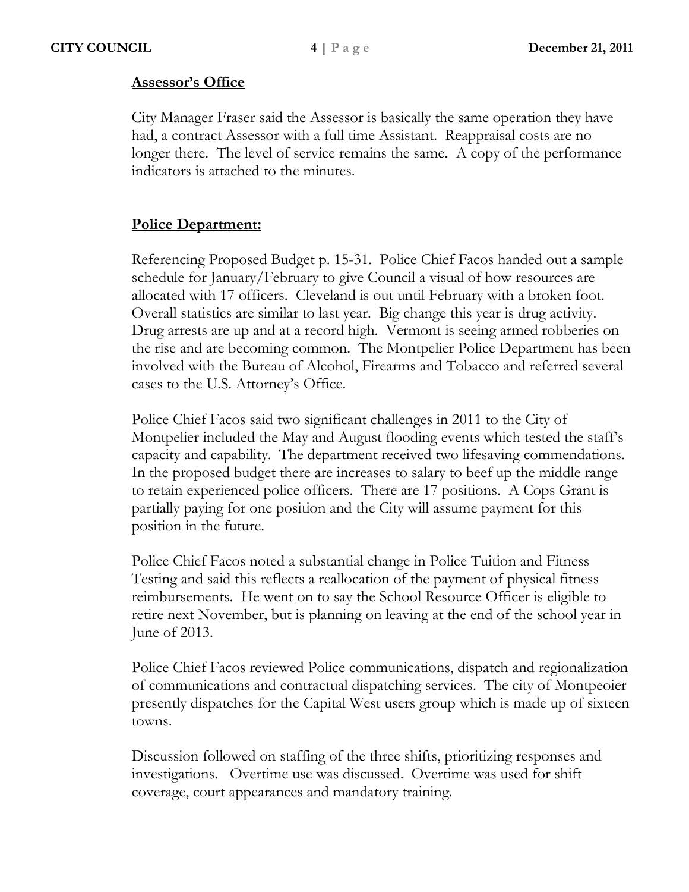**Assessor's Office**

City Manager Fraser said the Assessor is basically the same operation they have had, a contract Assessor with a full time Assistant. Reappraisal costs are no longer there. The level of service remains the same. A copy of the performance indicators is attached to the minutes.

**Police Department:**

Referencing Proposed Budget p. 15-31. Police Chief Facos handed out a sample schedule for January/February to give Council a visual of how resources are allocated with 17 officers. Cleveland is out until February with a broken foot. Overall statistics are similar to last year. Big change this year is drug activity. Drug arrests are up and at a record high. Vermont is seeing armed robberies on the rise and are becoming common. The Montpelier Police Department has been involved with the Bureau of Alcohol, Firearms and Tobacco and referred several cases to the U.S. Attorney's Office.

Police Chief Facos said two significant challenges in 2011 to the City of Montpelier included the May and August flooding events which tested the staff's capacity and capability. The department received two lifesaving commendations. In the proposed budget there are increases to salary to beef up the middle range to retain experienced police officers. There are 17 positions. A Cops Grant is partially paying for one position and the City will assume payment for this position in the future.

Police Chief Facos noted a substantial change in Police Tuition and Fitness Testing and said this reflects a reallocation of the payment of physical fitness reimbursements. He went on to say the School Resource Officer is eligible to retire next November, but is planning on leaving at the end of the school year in June of 2013.

Police Chief Facos reviewed Police communications, dispatch and regionalization of communications and contractual dispatching services. The city of Montpeoier presently dispatches for the Capital West users group which is made up of sixteen towns.

Discussion followed on staffing of the three shifts, prioritizing responses and investigations. Overtime use was discussed. Overtime was used for shift coverage, court appearances and mandatory training.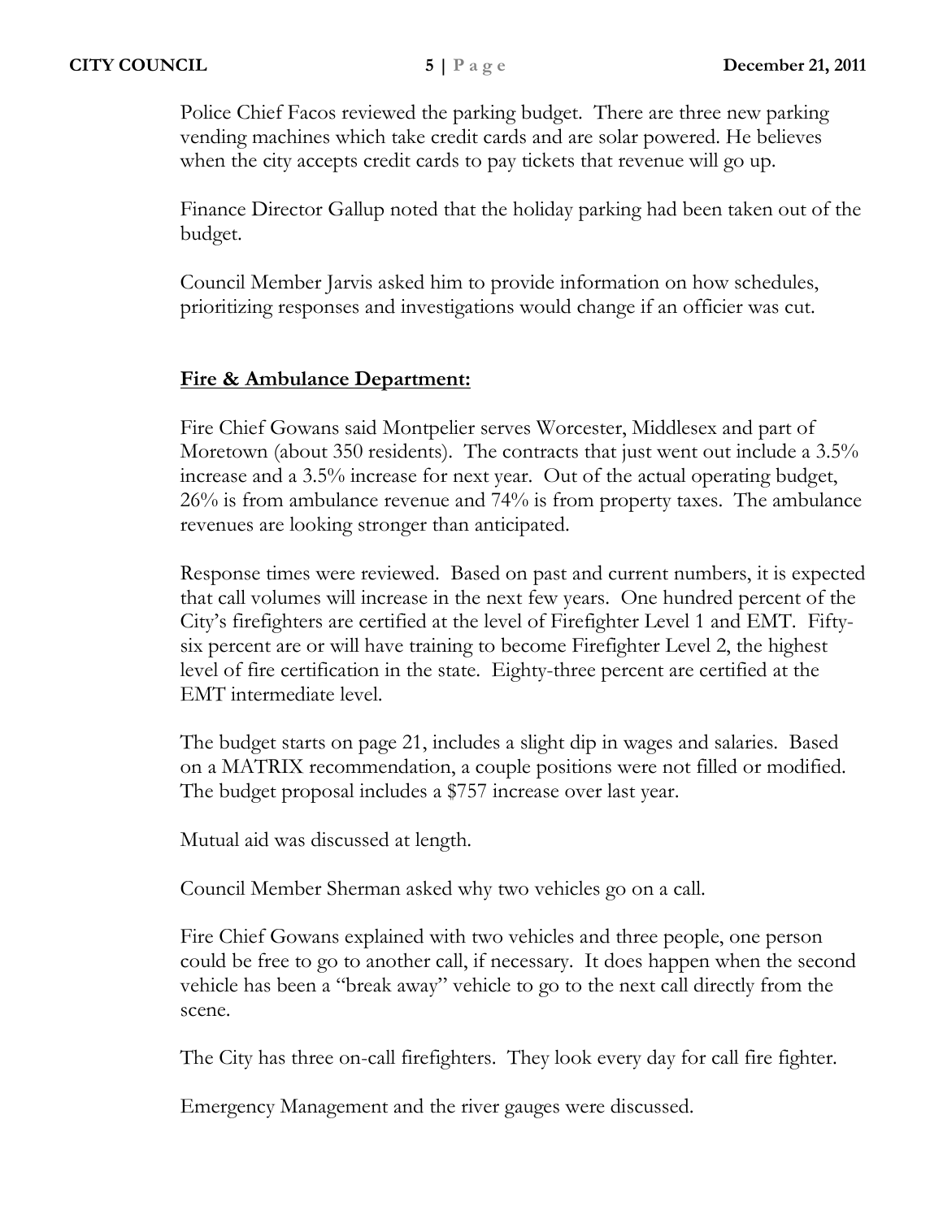Police Chief Facos reviewed the parking budget. There are three new parking vending machines which take credit cards and are solar powered. He believes when the city accepts credit cards to pay tickets that revenue will go up.

Finance Director Gallup noted that the holiday parking had been taken out of the budget.

Council Member Jarvis asked him to provide information on how schedules, prioritizing responses and investigations would change if an officier was cut.

**Fire & Ambulance Department:**

Fire Chief Gowans said Montpelier serves Worcester, Middlesex and part of Moretown (about 350 residents). The contracts that just went out include a 3.5% increase and a 3.5% increase for next year. Out of the actual operating budget, 26% is from ambulance revenue and 74% is from property taxes. The ambulance revenues are looking stronger than anticipated.

Response times were reviewed. Based on past and current numbers, it is expected that call volumes will increase in the next few years. One hundred percent of the City's firefighters are certified at the level of Firefighter Level 1 and EMT. Fifty-six percent are or will have training to become Firefighter Level 2, the highest level of fire certification in the state. Eighty-three percent are certified at the EMT intermediate level.

The budget starts on page 21, includes a slight dip in wages and salaries. Based on a MATRIX recommendation, a couple positions were not filled or modified. The budget proposal includes a $757 increase over last year.

Mutual aid was discussed at length.

Council Member Sherman asked why two vehicles go on a call.

Fire Chief Gowans explained with two vehicles and three people, one person could be free to go to another call, if necessary. It does happen when the second vehicle has been a "break away" vehicle to go to the next call directly from the scene.

The City has three on-call firefighters. They look every day for call fire fighter.

Emergency Management and the river gauges were discussed.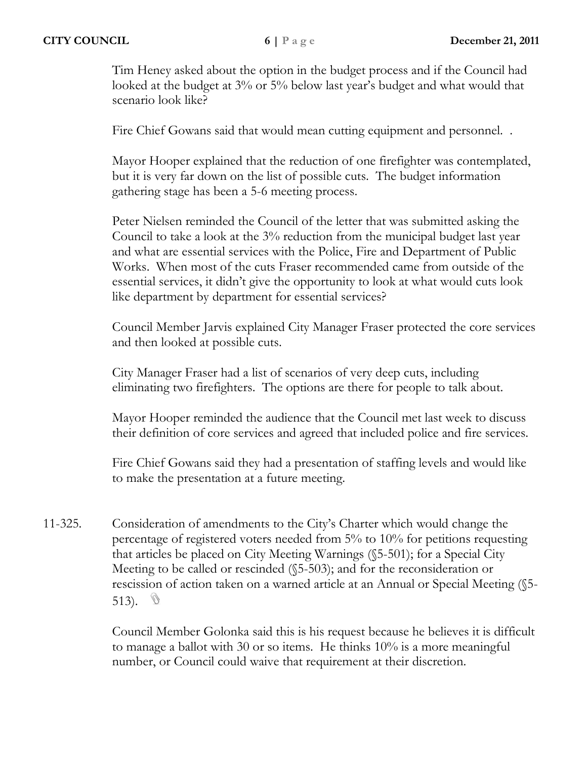Tim Heney asked about the option in the budget process and if the Council had looked at the budget at 3% or 5% below last year's budget and what would that scenario look like?

Fire Chief Gowans said that would mean cutting equipment and personnel. .

Mayor Hooper explained that the reduction of one firefighter was contemplated, but it is very far down on the list of possible cuts. The budget information gathering stage has been a 5-6 meeting process.

Peter Nielsen reminded the Council of the letter that was submitted asking the Council to take a look at the 3% reduction from the municipal budget last year and what are essential services with the Police, Fire and Department of Public Works. When most of the cuts Fraser recommended came from outside of the essential services, it didn't give the opportunity to look at what would cuts look like department by department for essential services?

Council Member Jarvis explained City Manager Fraser protected the core services and then looked at possible cuts.

City Manager Fraser had a list of scenarios of very deep cuts, including eliminating two firefighters. The options are there for people to talk about.

Mayor Hooper reminded the audience that the Council met last week to discuss their definition of core services and agreed that included police and fire services.

Fire Chief Gowans said they had a presentation of staffing levels and would like to make the presentation at a future meeting.

11-325. Consideration of amendments to the City's Charter which would change the percentage of registered voters needed from 5% to 10% for petitions requesting that articles be placed on City Meeting Warnings (§5-501); for a Special City Meeting to be called or rescinded (§5-503); and for the reconsideration or rescission of action taken on a warned article at an Annual or Special Meeting (§5-513).

Council Member Golonka said this is his request because he believes it is difficult to manage a ballot with 30 or so items. He thinks 10% is a more meaningful number, or Council could waive that requirement at their discretion.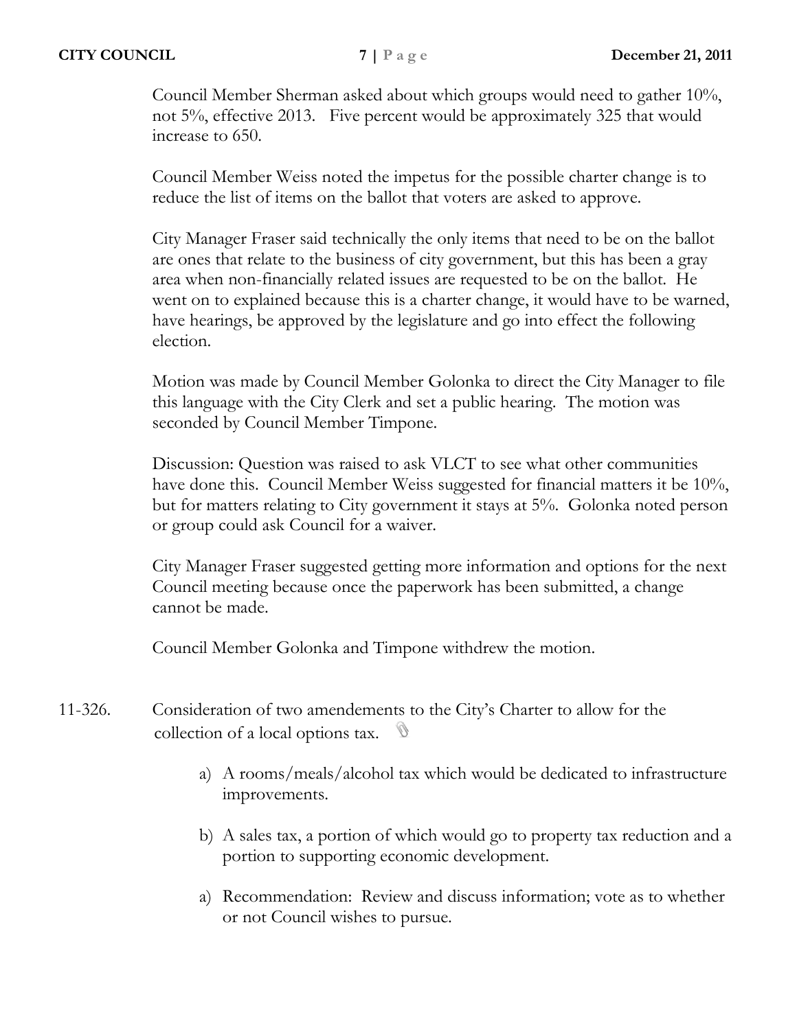Council Member Sherman asked about which groups would need to gather 10%, not 5%, effective 2013. Five percent would be approximately 325 that would increase to 650.

Council Member Weiss noted the impetus for the possible charter change is to reduce the list of items on the ballot that voters are asked to approve.

City Manager Fraser said technically the only items that need to be on the ballot are ones that relate to the business of city government, but this has been a gray area when non-financially related issues are requested to be on the ballot. He went on to explained because this is a charter change, it would have to be warned, have hearings, be approved by the legislature and go into effect the following election.

Motion was made by Council Member Golonka to direct the City Manager to file this language with the City Clerk and set a public hearing. The motion was seconded by Council Member Timpone.

Discussion: Question was raised to ask VLCT to see what other communities have done this. Council Member Weiss suggested for financial matters it be 10%, but for matters relating to City government it stays at 5%. Golonka noted person or group could ask Council for a waiver.

City Manager Fraser suggested getting more information and options for the next Council meeting because once the paperwork has been submitted, a change cannot be made.

Council Member Golonka and Timpone withdrew the motion.

11-326. Consideration of two amendements to the City's Charter to allow for the collection of a local options tax.

a) A rooms/meals/alcohol tax which would be dedicated to infrastructure improvements.

b) A sales tax, a portion of which would go to property tax reduction and a portion to supporting economic development.

a) Recommendation: Review and discuss information; vote as to whether or not Council wishes to pursue.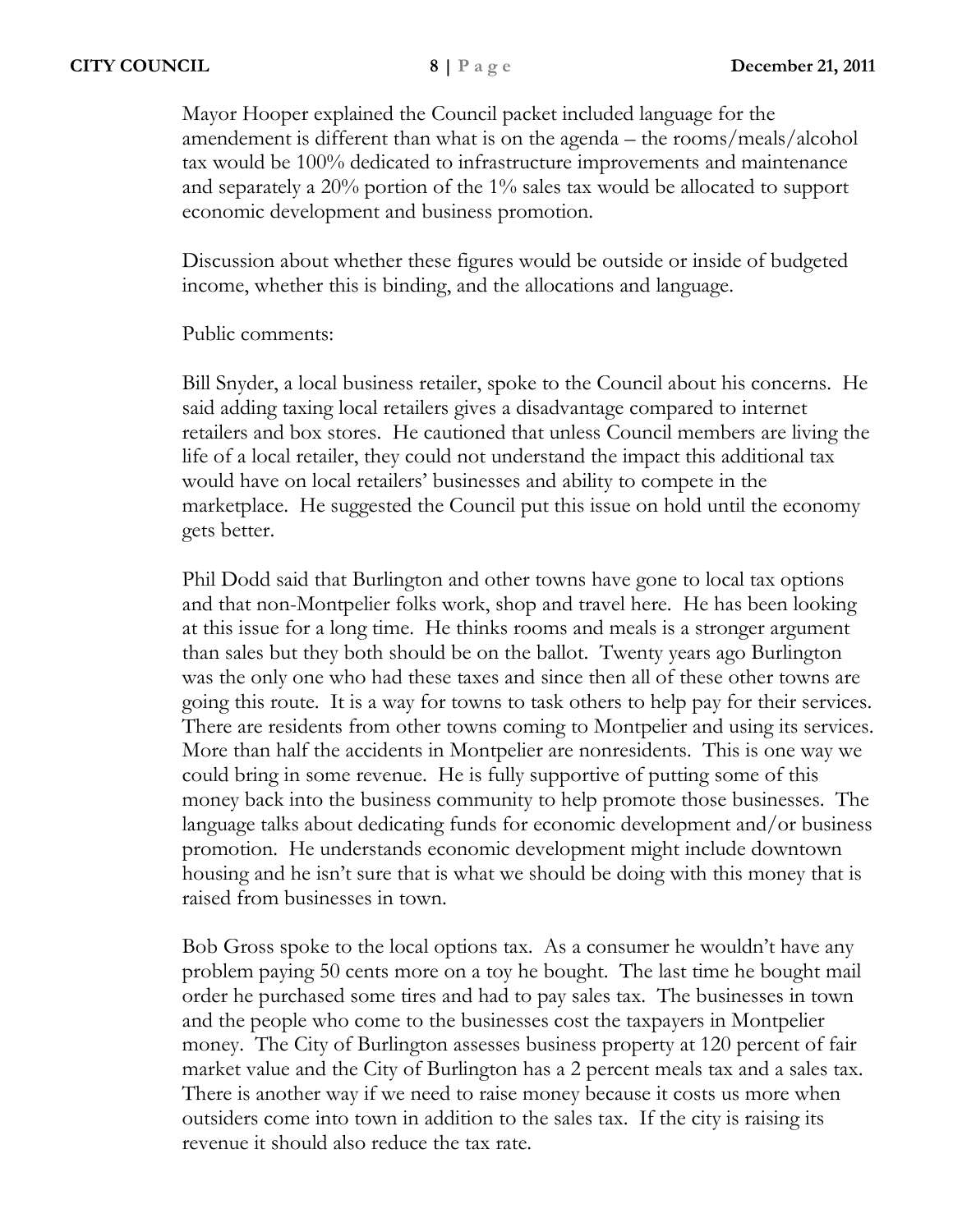Mayor Hooper explained the Council packet included language for the amendement is different than what is on the agenda – the rooms/meals/alcohol tax would be 100% dedicated to infrastructure improvements and maintenance and separately a 20% portion of the 1% sales tax would be allocated to support economic development and business promotion.

Discussion about whether these figures would be outside or inside of budgeted income, whether this is binding, and the allocations and language.

Public comments:

Bill Snyder, a local business retailer, spoke to the Council about his concerns. He said adding taxing local retailers gives a disadvantage compared to internet retailers and box stores. He cautioned that unless Council members are living the life of a local retailer, they could not understand the impact this additional tax would have on local retailers' businesses and ability to compete in the marketplace. He suggested the Council put this issue on hold until the economy gets better.

Phil Dodd said that Burlington and other towns have gone to local tax options and that non-Montpelier folks work, shop and travel here. He has been looking at this issue for a long time. He thinks rooms and meals is a stronger argument than sales but they both should be on the ballot. Twenty years ago Burlington was the only one who had these taxes and since then all of these other towns are going this route. It is a way for towns to task others to help pay for their services. There are residents from other towns coming to Montpelier and using its services. More than half the accidents in Montpelier are nonresidents. This is one way we could bring in some revenue. He is fully supportive of putting some of this money back into the business community to help promote those businesses. The language talks about dedicating funds for economic development and/or business promotion. He understands economic development might include downtown housing and he isn't sure that is what we should be doing with this money that is raised from businesses in town.

Bob Gross spoke to the local options tax. As a consumer he wouldn't have any problem paying 50 cents more on a toy he bought. The last time he bought mail order he purchased some tires and had to pay sales tax. The businesses in town and the people who come to the businesses cost the taxpayers in Montpelier money. The City of Burlington assesses business property at 120 percent of fair market value and the City of Burlington has a 2 percent meals tax and a sales tax. There is another way if we need to raise money because it costs us more when outsiders come into town in addition to the sales tax. If the city is raising its revenue it should also reduce the tax rate.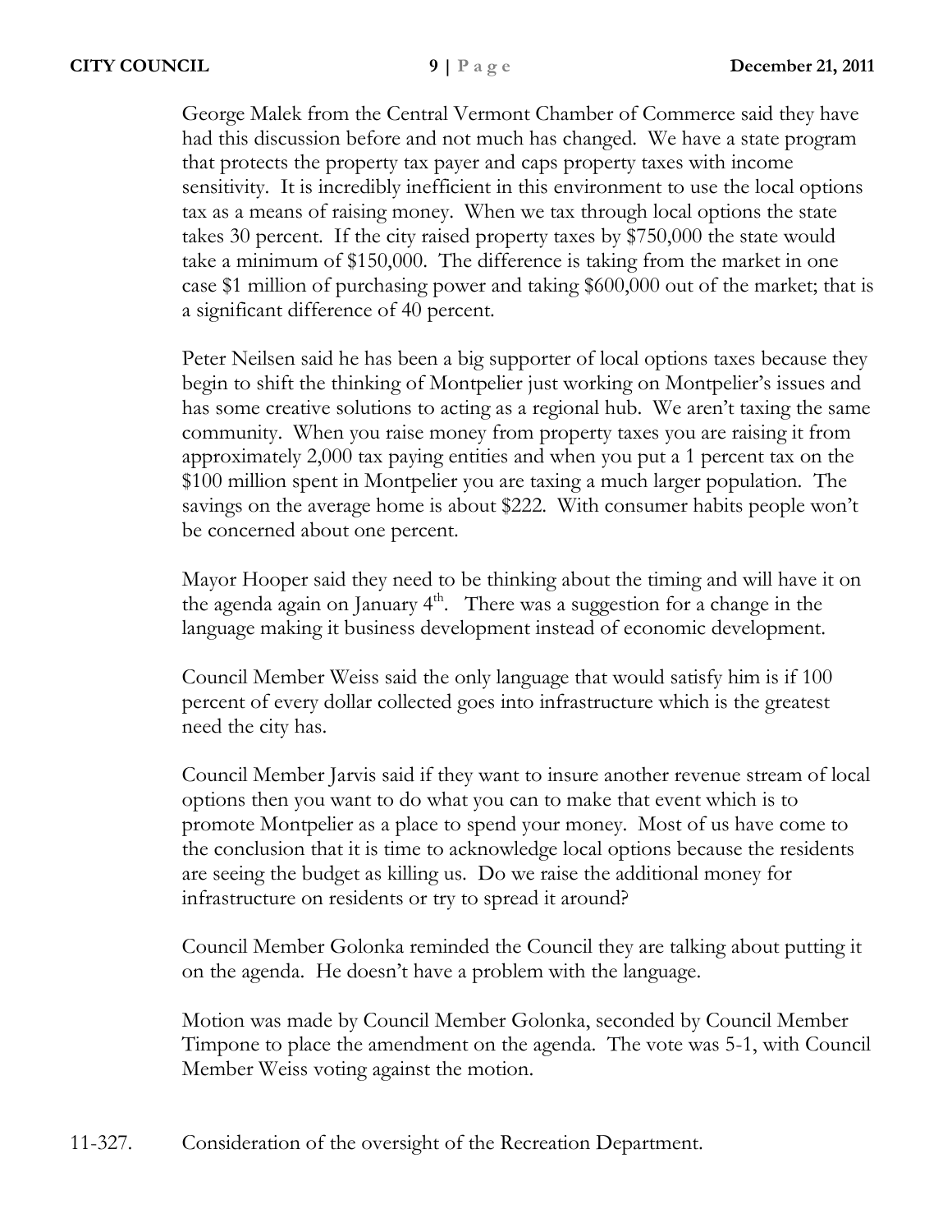George Malek from the Central Vermont Chamber of Commerce said they have had this discussion before and not much has changed. We have a state program that protects the property tax payer and caps property taxes with income sensitivity. It is incredibly inefficient in this environment to use the local options tax as a means of raising money. When we tax through local options the state takes 30 percent. If the city raised property taxes by $750,000 the state would take a minimum of $150,000. The difference is taking from the market in one case $1 million of purchasing power and taking $600,000 out of the market; that is a significant difference of 40 percent.

Peter Neilsen said he has been a big supporter of local options taxes because they begin to shift the thinking of Montpelier just working on Montpelier's issues and has some creative solutions to acting as a regional hub. We aren't taxing the same community. When you raise money from property taxes you are raising it from approximately 2,000 tax paying entities and when you put a 1 percent tax on the $100 million spent in Montpelier you are taxing a much larger population. The savings on the average home is about $222. With consumer habits people won't be concerned about one percent.

Mayor Hooper said they need to be thinking about the timing and will have it on the agenda again on January 4th. There was a suggestion for a change in the language making it business development instead of economic development.

Council Member Weiss said the only language that would satisfy him is if 100 percent of every dollar collected goes into infrastructure which is the greatest need the city has.

Council Member Jarvis said if they want to insure another revenue stream of local options then you want to do what you can to make that event which is to promote Montpelier as a place to spend your money. Most of us have come to the conclusion that it is time to acknowledge local options because the residents are seeing the budget as killing us. Do we raise the additional money for infrastructure on residents or try to spread it around?

Council Member Golonka reminded the Council they are talking about putting it on the agenda. He doesn't have a problem with the language.

Motion was made by Council Member Golonka, seconded by Council Member Timpone to place the amendment on the agenda. The vote was 5-1, with Council Member Weiss voting against the motion.

11-327. Consideration of the oversight of the Recreation Department.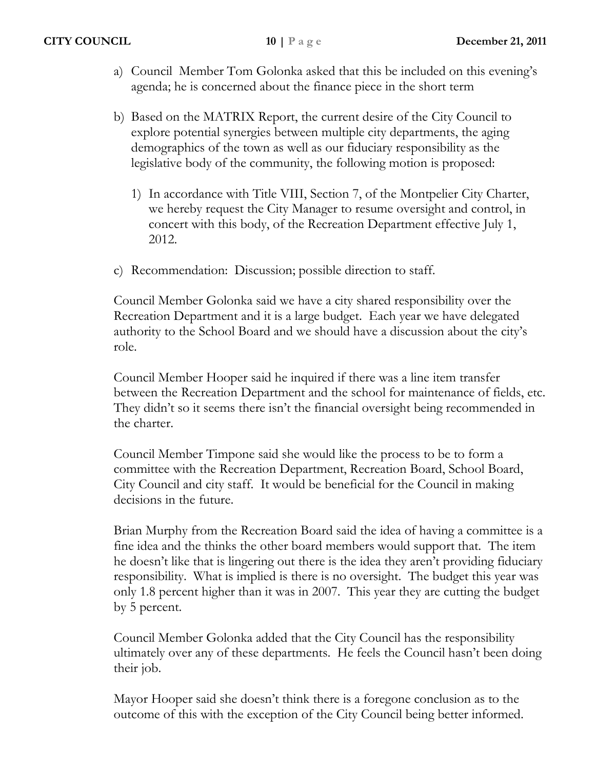a) Council  Member Tom Golonka asked that this be included on this evening's agenda; he is concerned about the finance piece in the short term

b) Based on the MATRIX Report, the current desire of the City Council to explore potential synergies between multiple city departments, the aging demographics of the town as well as our fiduciary responsibility as the legislative body of the community, the following motion is proposed:

   1) In accordance with Title VIII, Section 7, of the Montpelier City Charter, we hereby request the City Manager to resume oversight and control, in concert with this body, of the Recreation Department effective July 1, 2012.

c) Recommendation:  Discussion; possible direction to staff.

Council Member Golonka said we have a city shared responsibility over the Recreation Department and it is a large budget.  Each year we have delegated authority to the School Board and we should have a discussion about the city's role.

Council Member Hooper said he inquired if there was a line item transfer between the Recreation Department and the school for maintenance of fields, etc. They didn't so it seems there isn't the financial oversight being recommended in the charter.

Council Member Timpone said she would like the process to be to form a committee with the Recreation Department, Recreation Board, School Board, City Council and city staff.  It would be beneficial for the Council in making decisions in the future.

Brian Murphy from the Recreation Board said the idea of having a committee is a fine idea and the thinks the other board members would support that.  The item he doesn't like that is lingering out there is the idea they aren't providing fiduciary responsibility.  What is implied is there is no oversight.  The budget this year was only 1.8 percent higher than it was in 2007.  This year they are cutting the budget by 5 percent.

Council Member Golonka added that the City Council has the responsibility ultimately over any of these departments.  He feels the Council hasn't been doing their job.

Mayor Hooper said she doesn't think there is a foregone conclusion as to the outcome of this with the exception of the City Council being better informed.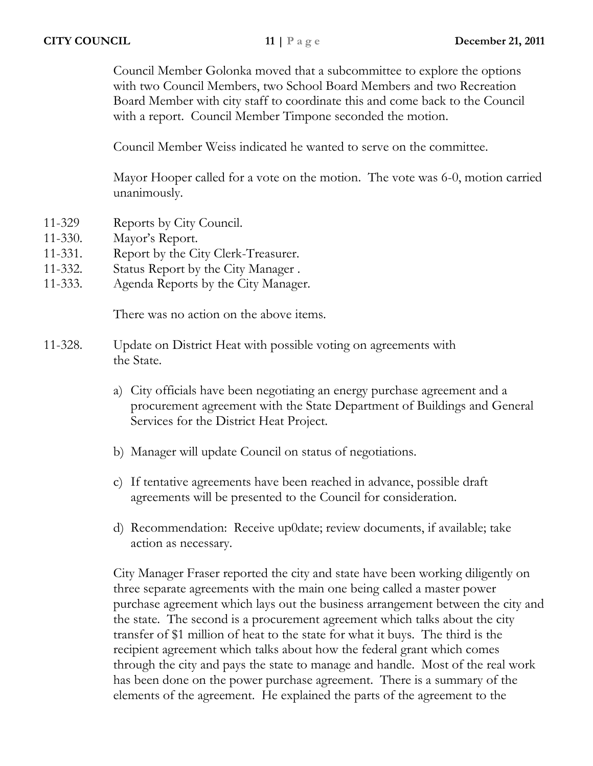Council Member Golonka moved that a subcommittee to explore the options with two Council Members, two School Board Members and two Recreation Board Member with city staff to coordinate this and come back to the Council with a report. Council Member Timpone seconded the motion.

Council Member Weiss indicated he wanted to serve on the committee.

Mayor Hooper called for a vote on the motion. The vote was 6-0, motion carried unanimously.

11-329 Reports by City Council.
11-330. Mayor's Report.
11-331. Report by the City Clerk-Treasurer.
11-332. Status Report by the City Manager .
11-333. Agenda Reports by the City Manager.

There was no action on the above items.

11-328. Update on District Heat with possible voting on agreements with the State.

a) City officials have been negotiating an energy purchase agreement and a procurement agreement with the State Department of Buildings and General Services for the District Heat Project.

b) Manager will update Council on status of negotiations.

c) If tentative agreements have been reached in advance, possible draft agreements will be presented to the Council for consideration.

d) Recommendation: Receive up0date; review documents, if available; take action as necessary.

City Manager Fraser reported the city and state have been working diligently on three separate agreements with the main one being called a master power purchase agreement which lays out the business arrangement between the city and the state. The second is a procurement agreement which talks about the city transfer of $1 million of heat to the state for what it buys. The third is the recipient agreement which talks about how the federal grant which comes through the city and pays the state to manage and handle. Most of the real work has been done on the power purchase agreement. There is a summary of the elements of the agreement. He explained the parts of the agreement to the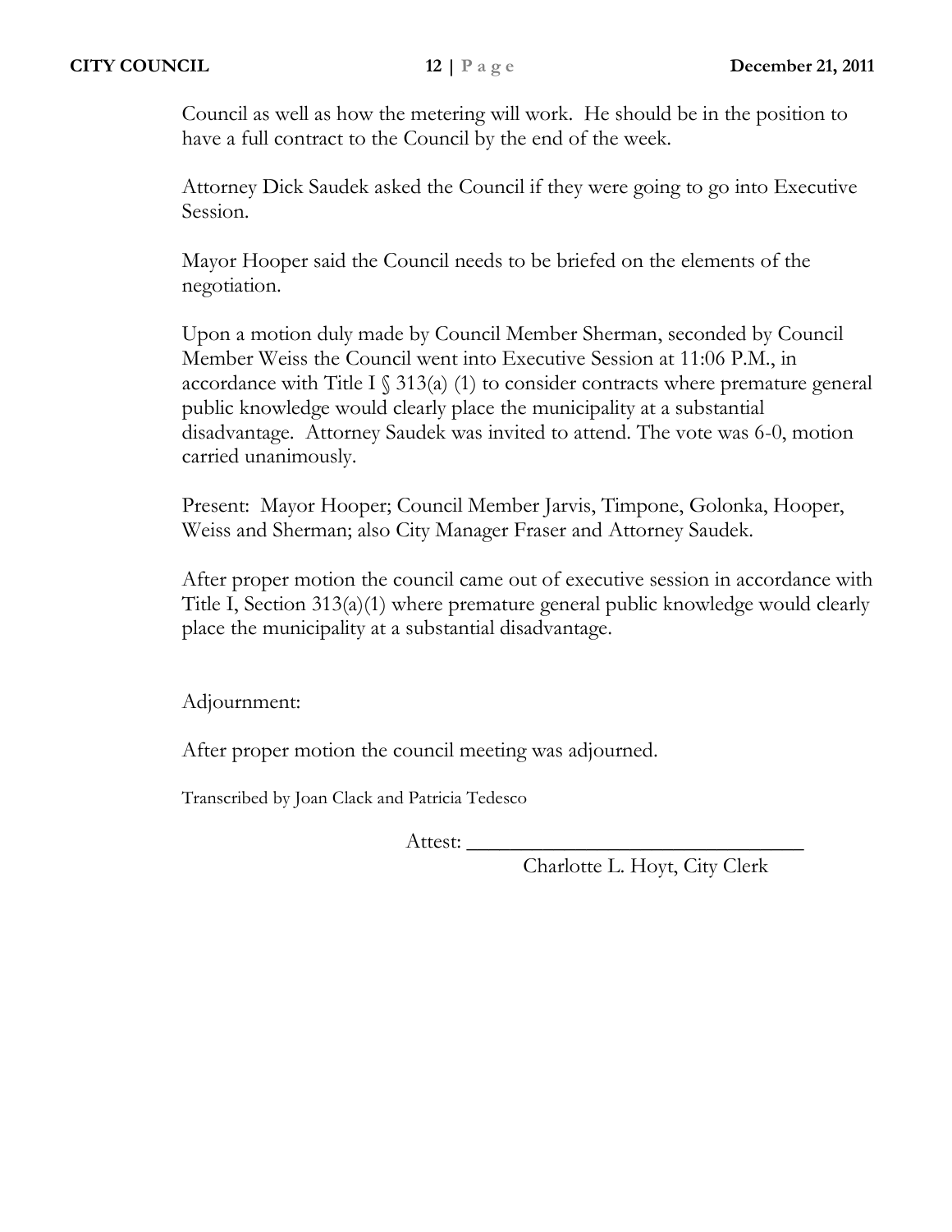Council as well as how the metering will work. He should be in the position to have a full contract to the Council by the end of the week.

Attorney Dick Saudek asked the Council if they were going to go into Executive Session.

Mayor Hooper said the Council needs to be briefed on the elements of the negotiation.

Upon a motion duly made by Council Member Sherman, seconded by Council Member Weiss the Council went into Executive Session at 11:06 P.M., in accordance with Title I § 313(a) (1) to consider contracts where premature general public knowledge would clearly place the municipality at a substantial disadvantage. Attorney Saudek was invited to attend. The vote was 6-0, motion carried unanimously.

Present: Mayor Hooper; Council Member Jarvis, Timpone, Golonka, Hooper, Weiss and Sherman; also City Manager Fraser and Attorney Saudek.

After proper motion the council came out of executive session in accordance with Title I, Section 313(a)(1) where premature general public knowledge would clearly place the municipality at a substantial disadvantage.

Adjournment:

After proper motion the council meeting was adjourned.

Transcribed by Joan Clack and Patricia Tedesco

Attest: _______________________________

Charlotte L. Hoyt, City Clerk